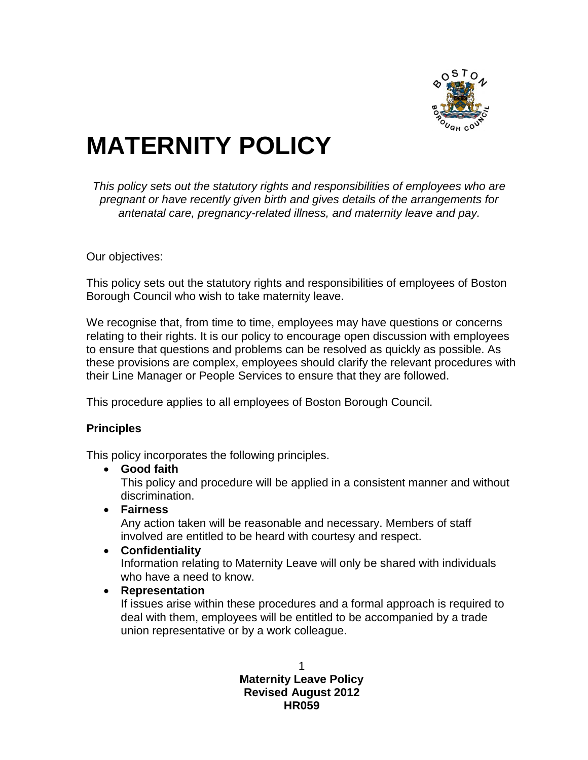# MATERNITY POLICY

*This policy sets out the statutory rights and responsibilities of employees who are pregnant or have recently given birth and gives details of the arrangements for antenatal care, pregnancy-related illness, and maternity leave and pay.*

Our objectives:

This policy sets out the statutory rights and responsibilities of employees of Boston Borough Council who wish to take maternity leave.

We recognise that, from time to time, employees may have questions or concerns relating to their rights. It is our policy to encourage open discussion with employees to ensure that questions and problems can be resolved as quickly as possible. As these provisions are complex, employees should clarify the relevant procedures with their Line Manager or People Services to ensure that they are followed.

This procedure applies to all employees of Boston Borough Council.

### Principles

This policy incorporates the following principles.

- **Good faith**
  This policy and procedure will be applied in a consistent manner and without discrimination.
- **Fairness**
  Any action taken will be reasonable and necessary. Members of staff involved are entitled to be heard with courtesy and respect.
- **Confidentiality**
  Information relating to Maternity Leave will only be shared with individuals who have a need to know.
- **Representation**
  If issues arise within these procedures and a formal approach is required to deal with them, employees will be entitled to be accompanied by a trade union representative or by a work colleague.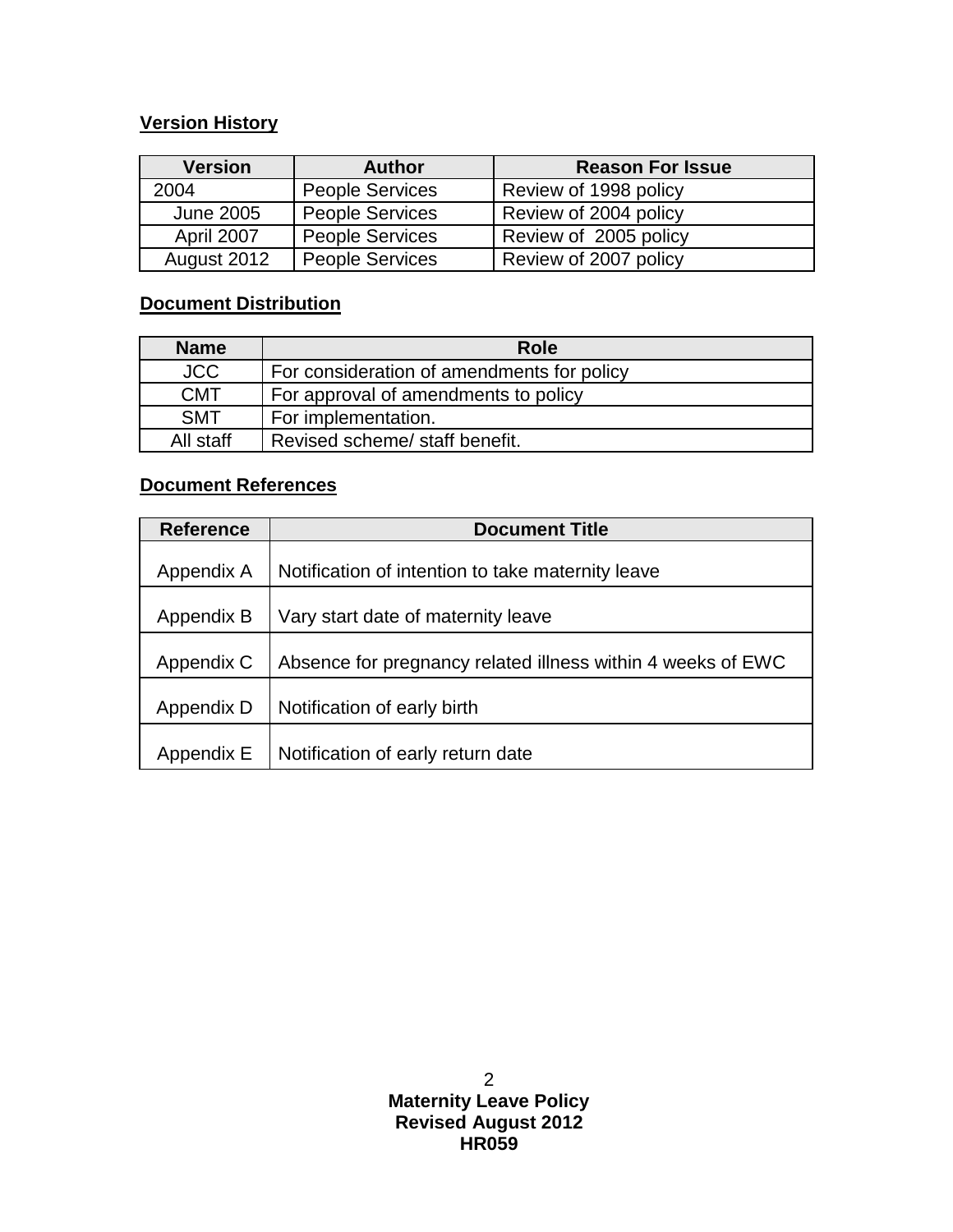**Version History**

| Version | Author | Reason For Issue |
|---|---|---|
| 2004 | People Services | Review of 1998 policy |
| June 2005 | People Services | Review of 2004 policy |
| April 2007 | People Services | Review of 2005 policy |
| August 2012 | People Services | Review of 2007 policy |

**Document Distribution**

| Name | Role |
|---|---|
| JCC | For consideration of amendments for policy |
| CMT | For approval of amendments to policy |
| SMT | For implementation. |
| All staff | Revised scheme/ staff benefit. |

**Document References**

| Reference | Document Title |
|---|---|
| Appendix A | Notification of intention to take maternity leave |
| Appendix B | Vary start date of maternity leave |
| Appendix C | Absence for pregnancy related illness within 4 weeks of EWC |
| Appendix D | Notification of early birth |
| Appendix E | Notification of early return date |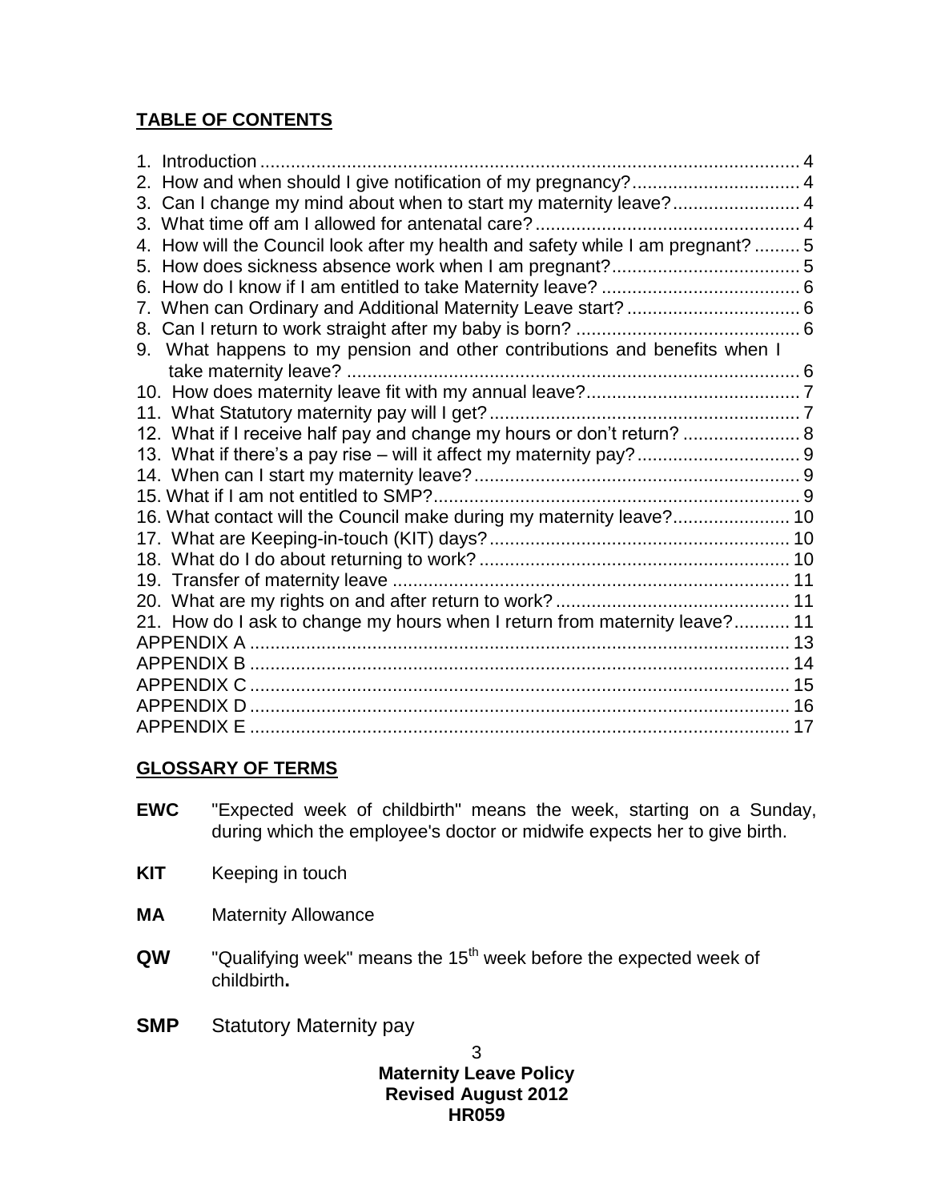## TABLE OF CONTENTS

1. Introduction ... 4
2. How and when should I give notification of my pregnancy? ... 4
3. Can I change my mind about when to start my maternity leave? ... 4
3. What time off am I allowed for antenatal care? ... 4
4. How will the Council look after my health and safety while I am pregnant? ... 5
5. How does sickness absence work when I am pregnant? ... 5
6. How do I know if I am entitled to take Maternity leave? ... 6
7. When can Ordinary and Additional Maternity Leave start? ... 6
8. Can I return to work straight after my baby is born? ... 6
9. What happens to my pension and other contributions and benefits when I take maternity leave? ... 6
10. How does maternity leave fit with my annual leave? ... 7
11. What Statutory maternity pay will I get? ... 7
12. What if I receive half pay and change my hours or don't return? ... 8
13. What if there's a pay rise – will it affect my maternity pay? ... 9
14. When can I start my maternity leave? ... 9
15. What if I am not entitled to SMP? ... 9
16. What contact will the Council make during my maternity leave? ... 10
17. What are Keeping-in-touch (KIT) days? ... 10
18. What do I do about returning to work? ... 10
19. Transfer of maternity leave ... 11
20. What are my rights on and after return to work? ... 11
21. How do I ask to change my hours when I return from maternity leave? ... 11

APPENDIX A ... 13
APPENDIX B ... 14
APPENDIX C ... 15
APPENDIX D ... 16
APPENDIX E ... 17

## GLOSSARY OF TERMS

**EWC** "Expected week of childbirth" means the week, starting on a Sunday, during which the employee's doctor or midwife expects her to give birth.

**KIT** Keeping in touch

**MA** Maternity Allowance

**QW** "Qualifying week" means the 15th week before the expected week of childbirth**.**

**SMP** Statutory Maternity pay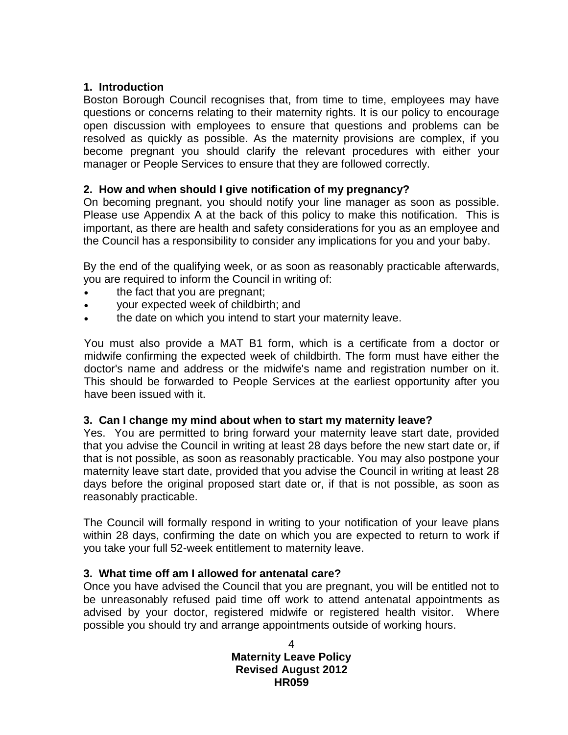## 1. Introduction

Boston Borough Council recognises that, from time to time, employees may have questions or concerns relating to their maternity rights. It is our policy to encourage open discussion with employees to ensure that questions and problems can be resolved as quickly as possible. As the maternity provisions are complex, if you become pregnant you should clarify the relevant procedures with either your manager or People Services to ensure that they are followed correctly.

## 2. How and when should I give notification of my pregnancy?

On becoming pregnant, you should notify your line manager as soon as possible. Please use Appendix A at the back of this policy to make this notification. This is important, as there are health and safety considerations for you as an employee and the Council has a responsibility to consider any implications for you and your baby.

By the end of the qualifying week, or as soon as reasonably practicable afterwards, you are required to inform the Council in writing of:

- the fact that you are pregnant;
- your expected week of childbirth; and
- the date on which you intend to start your maternity leave.

You must also provide a MAT B1 form, which is a certificate from a doctor or midwife confirming the expected week of childbirth. The form must have either the doctor's name and address or the midwife's name and registration number on it. This should be forwarded to People Services at the earliest opportunity after you have been issued with it.

## 3. Can I change my mind about when to start my maternity leave?

Yes. You are permitted to bring forward your maternity leave start date, provided that you advise the Council in writing at least 28 days before the new start date or, if that is not possible, as soon as reasonably practicable. You may also postpone your maternity leave start date, provided that you advise the Council in writing at least 28 days before the original proposed start date or, if that is not possible, as soon as reasonably practicable.

The Council will formally respond in writing to your notification of your leave plans within 28 days, confirming the date on which you are expected to return to work if you take your full 52-week entitlement to maternity leave.

## 3. What time off am I allowed for antenatal care?

Once you have advised the Council that you are pregnant, you will be entitled not to be unreasonably refused paid time off work to attend antenatal appointments as advised by your doctor, registered midwife or registered health visitor. Where possible you should try and arrange appointments outside of working hours.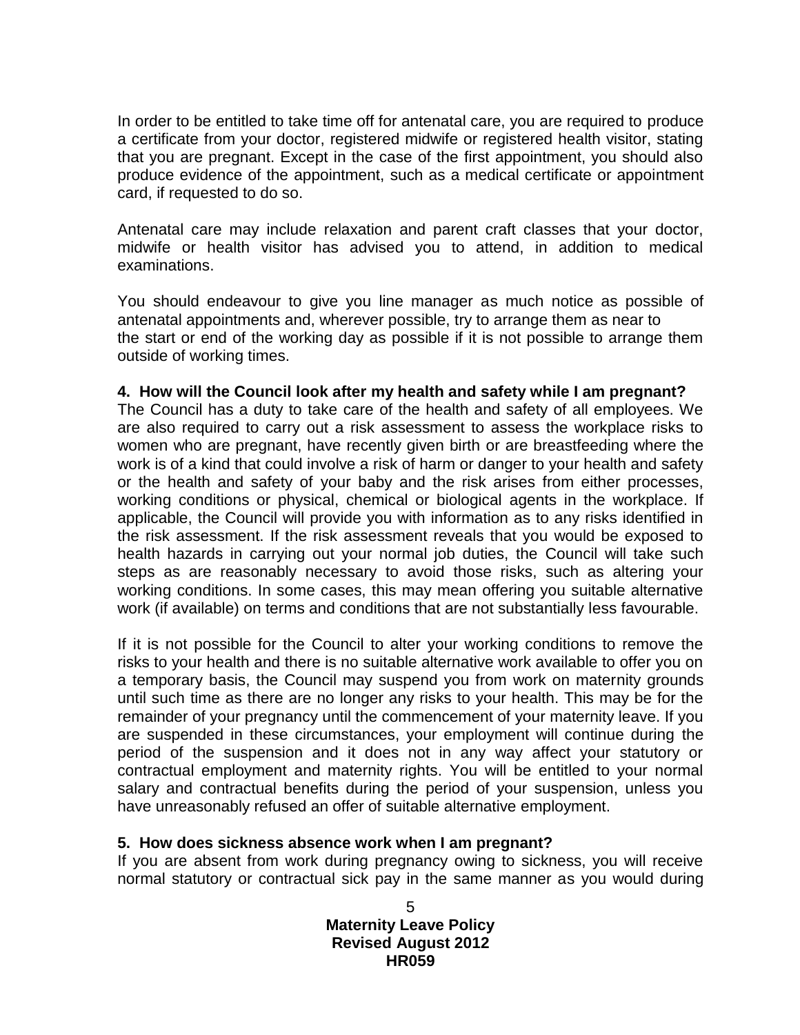In order to be entitled to take time off for antenatal care, you are required to produce a certificate from your doctor, registered midwife or registered health visitor, stating that you are pregnant. Except in the case of the first appointment, you should also produce evidence of the appointment, such as a medical certificate or appointment card, if requested to do so.

Antenatal care may include relaxation and parent craft classes that your doctor, midwife or health visitor has advised you to attend, in addition to medical examinations.

You should endeavour to give you line manager as much notice as possible of antenatal appointments and, wherever possible, try to arrange them as near to the start or end of the working day as possible if it is not possible to arrange them outside of working times.

**4. How will the Council look after my health and safety while I am pregnant?**

The Council has a duty to take care of the health and safety of all employees. We are also required to carry out a risk assessment to assess the workplace risks to women who are pregnant, have recently given birth or are breastfeeding where the work is of a kind that could involve a risk of harm or danger to your health and safety or the health and safety of your baby and the risk arises from either processes, working conditions or physical, chemical or biological agents in the workplace. If applicable, the Council will provide you with information as to any risks identified in the risk assessment. If the risk assessment reveals that you would be exposed to health hazards in carrying out your normal job duties, the Council will take such steps as are reasonably necessary to avoid those risks, such as altering your working conditions. In some cases, this may mean offering you suitable alternative work (if available) on terms and conditions that are not substantially less favourable.

If it is not possible for the Council to alter your working conditions to remove the risks to your health and there is no suitable alternative work available to offer you on a temporary basis, the Council may suspend you from work on maternity grounds until such time as there are no longer any risks to your health. This may be for the remainder of your pregnancy until the commencement of your maternity leave. If you are suspended in these circumstances, your employment will continue during the period of the suspension and it does not in any way affect your statutory or contractual employment and maternity rights. You will be entitled to your normal salary and contractual benefits during the period of your suspension, unless you have unreasonably refused an offer of suitable alternative employment.

**5. How does sickness absence work when I am pregnant?**

If you are absent from work during pregnancy owing to sickness, you will receive normal statutory or contractual sick pay in the same manner as you would during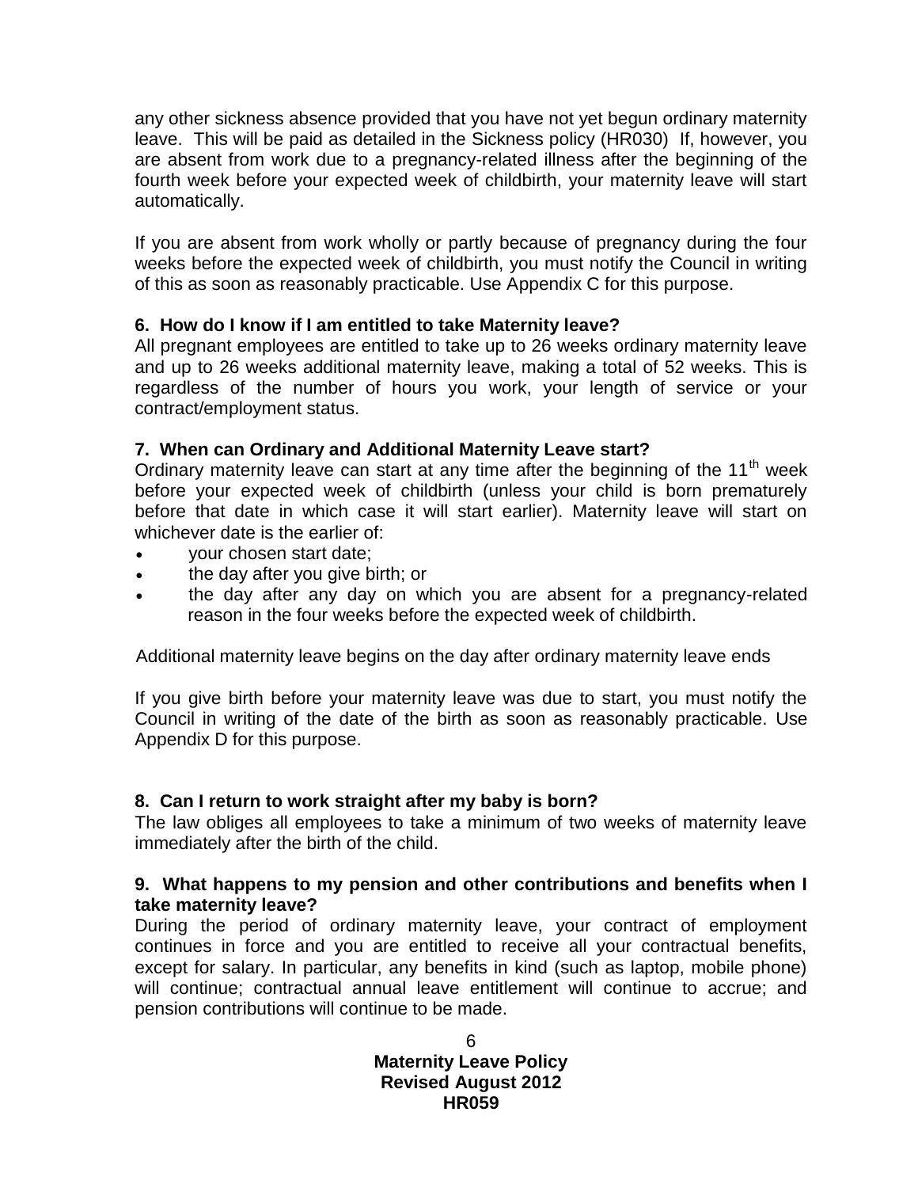any other sickness absence provided that you have not yet begun ordinary maternity leave. This will be paid as detailed in the Sickness policy (HR030) If, however, you are absent from work due to a pregnancy-related illness after the beginning of the fourth week before your expected week of childbirth, your maternity leave will start automatically.

If you are absent from work wholly or partly because of pregnancy during the four weeks before the expected week of childbirth, you must notify the Council in writing of this as soon as reasonably practicable. Use Appendix C for this purpose.

**6. How do I know if I am entitled to take Maternity leave?**

All pregnant employees are entitled to take up to 26 weeks ordinary maternity leave and up to 26 weeks additional maternity leave, making a total of 52 weeks. This is regardless of the number of hours you work, your length of service or your contract/employment status.

**7. When can Ordinary and Additional Maternity Leave start?**

Ordinary maternity leave can start at any time after the beginning of the 11th week before your expected week of childbirth (unless your child is born prematurely before that date in which case it will start earlier). Maternity leave will start on whichever date is the earlier of:

- your chosen start date;
- the day after you give birth; or
- the day after any day on which you are absent for a pregnancy-related reason in the four weeks before the expected week of childbirth.

Additional maternity leave begins on the day after ordinary maternity leave ends

If you give birth before your maternity leave was due to start, you must notify the Council in writing of the date of the birth as soon as reasonably practicable. Use Appendix D for this purpose.

**8. Can I return to work straight after my baby is born?**

The law obliges all employees to take a minimum of two weeks of maternity leave immediately after the birth of the child.

**9. What happens to my pension and other contributions and benefits when I take maternity leave?**

During the period of ordinary maternity leave, your contract of employment continues in force and you are entitled to receive all your contractual benefits, except for salary. In particular, any benefits in kind (such as laptop, mobile phone) will continue; contractual annual leave entitlement will continue to accrue; and pension contributions will continue to be made.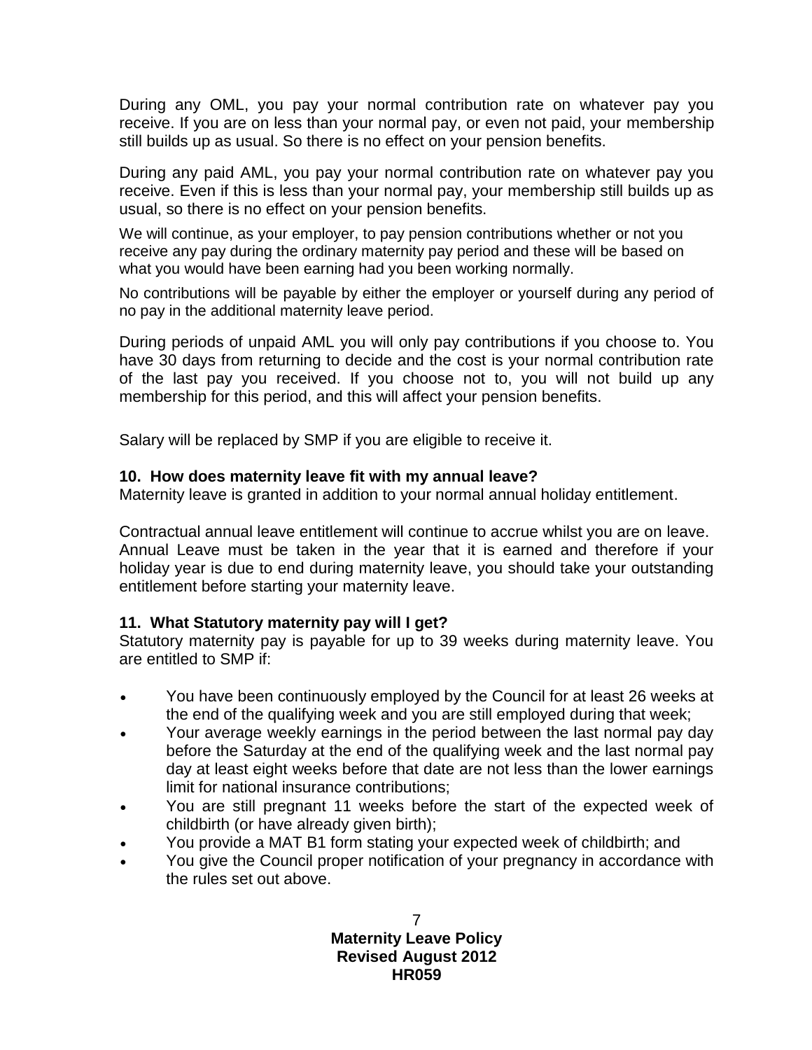During any OML, you pay your normal contribution rate on whatever pay you receive. If you are on less than your normal pay, or even not paid, your membership still builds up as usual. So there is no effect on your pension benefits.

During any paid AML, you pay your normal contribution rate on whatever pay you receive. Even if this is less than your normal pay, your membership still builds up as usual, so there is no effect on your pension benefits.

We will continue, as your employer, to pay pension contributions whether or not you receive any pay during the ordinary maternity pay period and these will be based on what you would have been earning had you been working normally.

No contributions will be payable by either the employer or yourself during any period of no pay in the additional maternity leave period.

During periods of unpaid AML you will only pay contributions if you choose to. You have 30 days from returning to decide and the cost is your normal contribution rate of the last pay you received. If you choose not to, you will not build up any membership for this period, and this will affect your pension benefits.

Salary will be replaced by SMP if you are eligible to receive it.

### 10. How does maternity leave fit with my annual leave?

Maternity leave is granted in addition to your normal annual holiday entitlement.

Contractual annual leave entitlement will continue to accrue whilst you are on leave. Annual Leave must be taken in the year that it is earned and therefore if your holiday year is due to end during maternity leave, you should take your outstanding entitlement before starting your maternity leave.

### 11. What Statutory maternity pay will I get?

Statutory maternity pay is payable for up to 39 weeks during maternity leave. You are entitled to SMP if:

- You have been continuously employed by the Council for at least 26 weeks at the end of the qualifying week and you are still employed during that week;
- Your average weekly earnings in the period between the last normal pay day before the Saturday at the end of the qualifying week and the last normal pay day at least eight weeks before that date are not less than the lower earnings limit for national insurance contributions;
- You are still pregnant 11 weeks before the start of the expected week of childbirth (or have already given birth);
- You provide a MAT B1 form stating your expected week of childbirth; and
- You give the Council proper notification of your pregnancy in accordance with the rules set out above.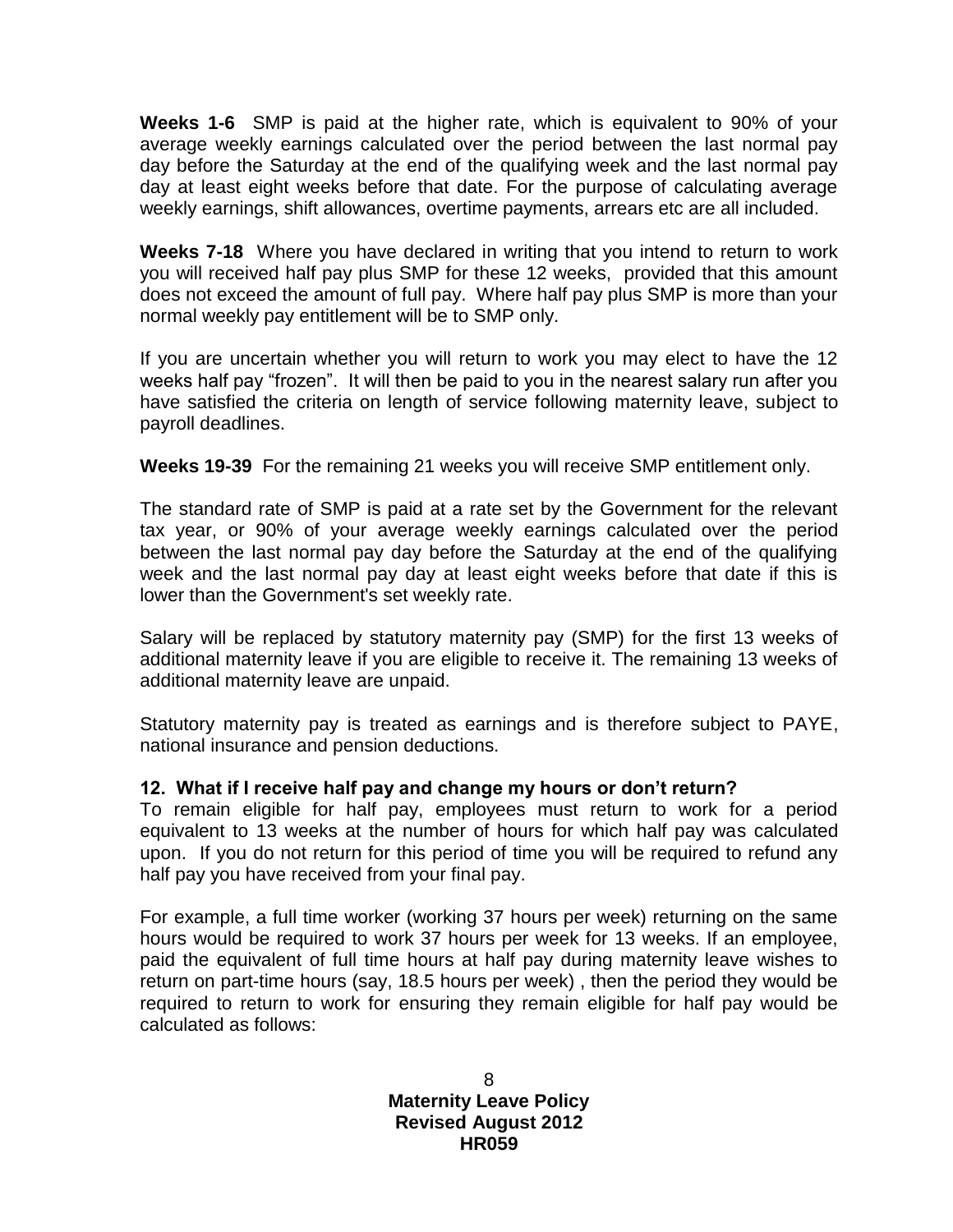**Weeks 1-6** SMP is paid at the higher rate, which is equivalent to 90% of your average weekly earnings calculated over the period between the last normal pay day before the Saturday at the end of the qualifying week and the last normal pay day at least eight weeks before that date. For the purpose of calculating average weekly earnings, shift allowances, overtime payments, arrears etc are all included.

**Weeks 7-18** Where you have declared in writing that you intend to return to work you will received half pay plus SMP for these 12 weeks, provided that this amount does not exceed the amount of full pay. Where half pay plus SMP is more than your normal weekly pay entitlement will be to SMP only.

If you are uncertain whether you will return to work you may elect to have the 12 weeks half pay "frozen". It will then be paid to you in the nearest salary run after you have satisfied the criteria on length of service following maternity leave, subject to payroll deadlines.

**Weeks 19-39** For the remaining 21 weeks you will receive SMP entitlement only.

The standard rate of SMP is paid at a rate set by the Government for the relevant tax year, or 90% of your average weekly earnings calculated over the period between the last normal pay day before the Saturday at the end of the qualifying week and the last normal pay day at least eight weeks before that date if this is lower than the Government's set weekly rate.

Salary will be replaced by statutory maternity pay (SMP) for the first 13 weeks of additional maternity leave if you are eligible to receive it. The remaining 13 weeks of additional maternity leave are unpaid.

Statutory maternity pay is treated as earnings and is therefore subject to PAYE, national insurance and pension deductions.

### 12. What if I receive half pay and change my hours or don't return?

To remain eligible for half pay, employees must return to work for a period equivalent to 13 weeks at the number of hours for which half pay was calculated upon. If you do not return for this period of time you will be required to refund any half pay you have received from your final pay.

For example, a full time worker (working 37 hours per week) returning on the same hours would be required to work 37 hours per week for 13 weeks. If an employee, paid the equivalent of full time hours at half pay during maternity leave wishes to return on part-time hours (say, 18.5 hours per week) , then the period they would be required to return to work for ensuring they remain eligible for half pay would be calculated as follows: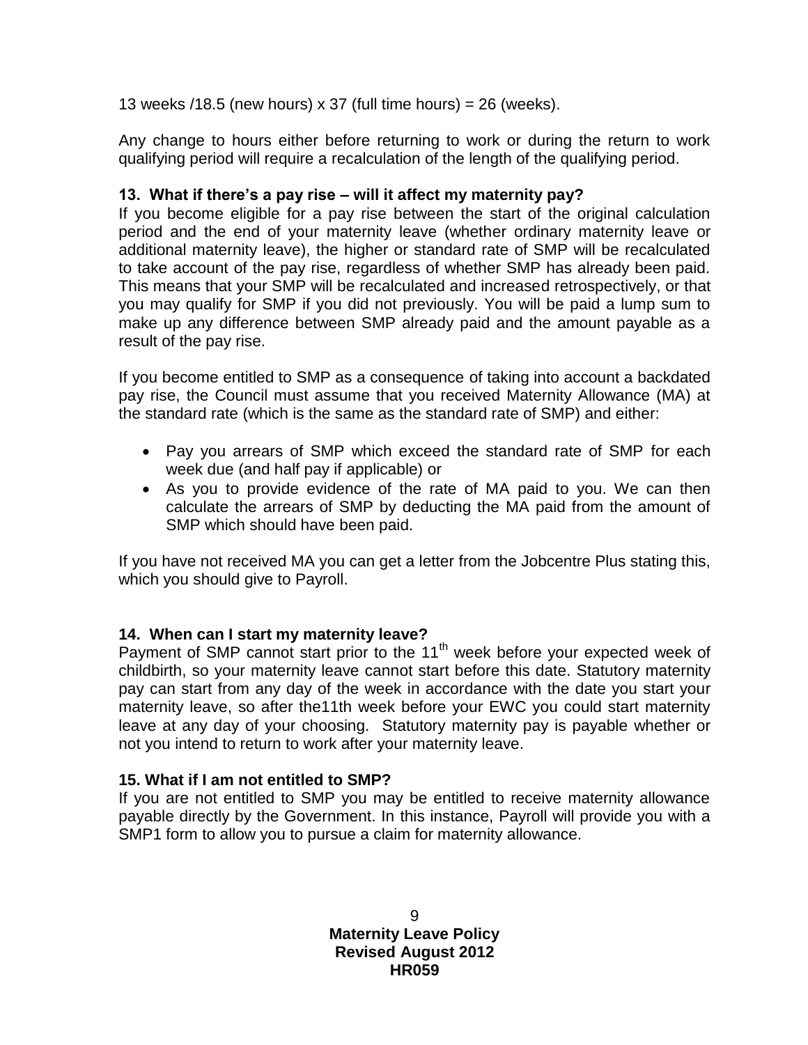13 weeks /18.5 (new hours) x 37 (full time hours) = 26 (weeks).

Any change to hours either before returning to work or during the return to work qualifying period will require a recalculation of the length of the qualifying period.

### 13. What if there's a pay rise – will it affect my maternity pay?

If you become eligible for a pay rise between the start of the original calculation period and the end of your maternity leave (whether ordinary maternity leave or additional maternity leave), the higher or standard rate of SMP will be recalculated to take account of the pay rise, regardless of whether SMP has already been paid. This means that your SMP will be recalculated and increased retrospectively, or that you may qualify for SMP if you did not previously. You will be paid a lump sum to make up any difference between SMP already paid and the amount payable as a result of the pay rise.

If you become entitled to SMP as a consequence of taking into account a backdated pay rise, the Council must assume that you received Maternity Allowance (MA) at the standard rate (which is the same as the standard rate of SMP) and either:

- Pay you arrears of SMP which exceed the standard rate of SMP for each week due (and half pay if applicable) or
- As you to provide evidence of the rate of MA paid to you. We can then calculate the arrears of SMP by deducting the MA paid from the amount of SMP which should have been paid.

If you have not received MA you can get a letter from the Jobcentre Plus stating this, which you should give to Payroll.

### 14. When can I start my maternity leave?

Payment of SMP cannot start prior to the 11th week before your expected week of childbirth, so your maternity leave cannot start before this date. Statutory maternity pay can start from any day of the week in accordance with the date you start your maternity leave, so after the11th week before your EWC you could start maternity leave at any day of your choosing. Statutory maternity pay is payable whether or not you intend to return to work after your maternity leave.

### 15. What if I am not entitled to SMP?

If you are not entitled to SMP you may be entitled to receive maternity allowance payable directly by the Government. In this instance, Payroll will provide you with a SMP1 form to allow you to pursue a claim for maternity allowance.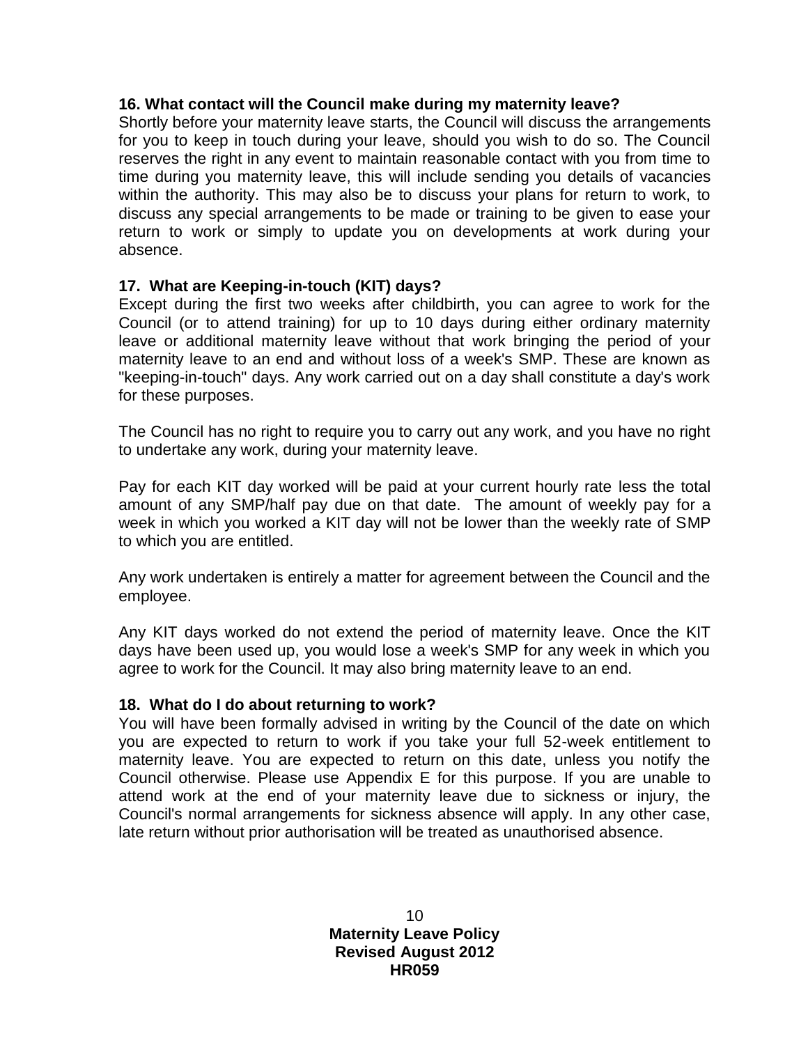**16. What contact will the Council make during my maternity leave?**

Shortly before your maternity leave starts, the Council will discuss the arrangements for you to keep in touch during your leave, should you wish to do so. The Council reserves the right in any event to maintain reasonable contact with you from time to time during you maternity leave, this will include sending you details of vacancies within the authority. This may also be to discuss your plans for return to work, to discuss any special arrangements to be made or training to be given to ease your return to work or simply to update you on developments at work during your absence.

**17. What are Keeping-in-touch (KIT) days?**

Except during the first two weeks after childbirth, you can agree to work for the Council (or to attend training) for up to 10 days during either ordinary maternity leave or additional maternity leave without that work bringing the period of your maternity leave to an end and without loss of a week's SMP. These are known as "keeping-in-touch" days. Any work carried out on a day shall constitute a day's work for these purposes.

The Council has no right to require you to carry out any work, and you have no right to undertake any work, during your maternity leave.

Pay for each KIT day worked will be paid at your current hourly rate less the total amount of any SMP/half pay due on that date. The amount of weekly pay for a week in which you worked a KIT day will not be lower than the weekly rate of SMP to which you are entitled.

Any work undertaken is entirely a matter for agreement between the Council and the employee.

Any KIT days worked do not extend the period of maternity leave. Once the KIT days have been used up, you would lose a week's SMP for any week in which you agree to work for the Council. It may also bring maternity leave to an end.

**18. What do I do about returning to work?**

You will have been formally advised in writing by the Council of the date on which you are expected to return to work if you take your full 52-week entitlement to maternity leave. You are expected to return on this date, unless you notify the Council otherwise. Please use Appendix E for this purpose. If you are unable to attend work at the end of your maternity leave due to sickness or injury, the Council's normal arrangements for sickness absence will apply. In any other case, late return without prior authorisation will be treated as unauthorised absence.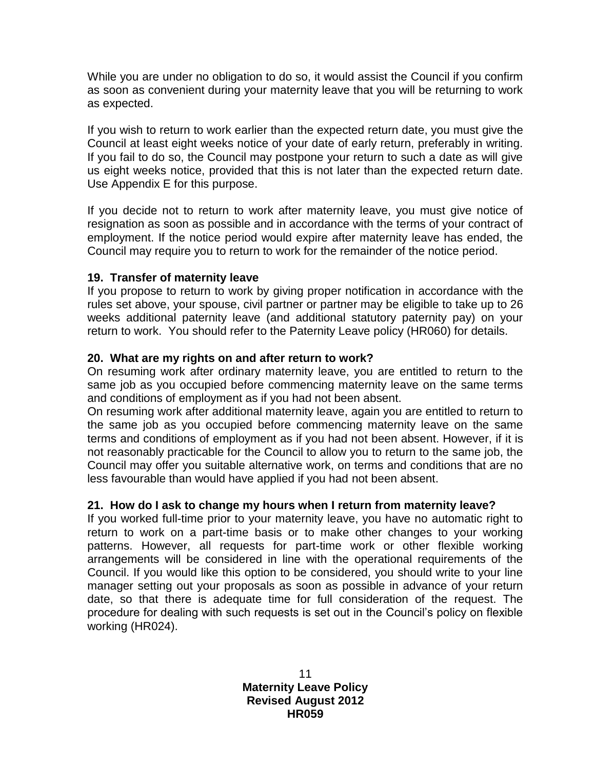While you are under no obligation to do so, it would assist the Council if you confirm as soon as convenient during your maternity leave that you will be returning to work as expected.

If you wish to return to work earlier than the expected return date, you must give the Council at least eight weeks notice of your date of early return, preferably in writing. If you fail to do so, the Council may postpone your return to such a date as will give us eight weeks notice, provided that this is not later than the expected return date. Use Appendix E for this purpose.

If you decide not to return to work after maternity leave, you must give notice of resignation as soon as possible and in accordance with the terms of your contract of employment. If the notice period would expire after maternity leave has ended, the Council may require you to return to work for the remainder of the notice period.

### 19. Transfer of maternity leave

If you propose to return to work by giving proper notification in accordance with the rules set above, your spouse, civil partner or partner may be eligible to take up to 26 weeks additional paternity leave (and additional statutory paternity pay) on your return to work. You should refer to the Paternity Leave policy (HR060) for details.

### 20. What are my rights on and after return to work?

On resuming work after ordinary maternity leave, you are entitled to return to the same job as you occupied before commencing maternity leave on the same terms and conditions of employment as if you had not been absent.

On resuming work after additional maternity leave, again you are entitled to return to the same job as you occupied before commencing maternity leave on the same terms and conditions of employment as if you had not been absent. However, if it is not reasonably practicable for the Council to allow you to return to the same job, the Council may offer you suitable alternative work, on terms and conditions that are no less favourable than would have applied if you had not been absent.

### 21. How do I ask to change my hours when I return from maternity leave?

If you worked full-time prior to your maternity leave, you have no automatic right to return to work on a part-time basis or to make other changes to your working patterns. However, all requests for part-time work or other flexible working arrangements will be considered in line with the operational requirements of the Council. If you would like this option to be considered, you should write to your line manager setting out your proposals as soon as possible in advance of your return date, so that there is adequate time for full consideration of the request. The procedure for dealing with such requests is set out in the Council's policy on flexible working (HR024).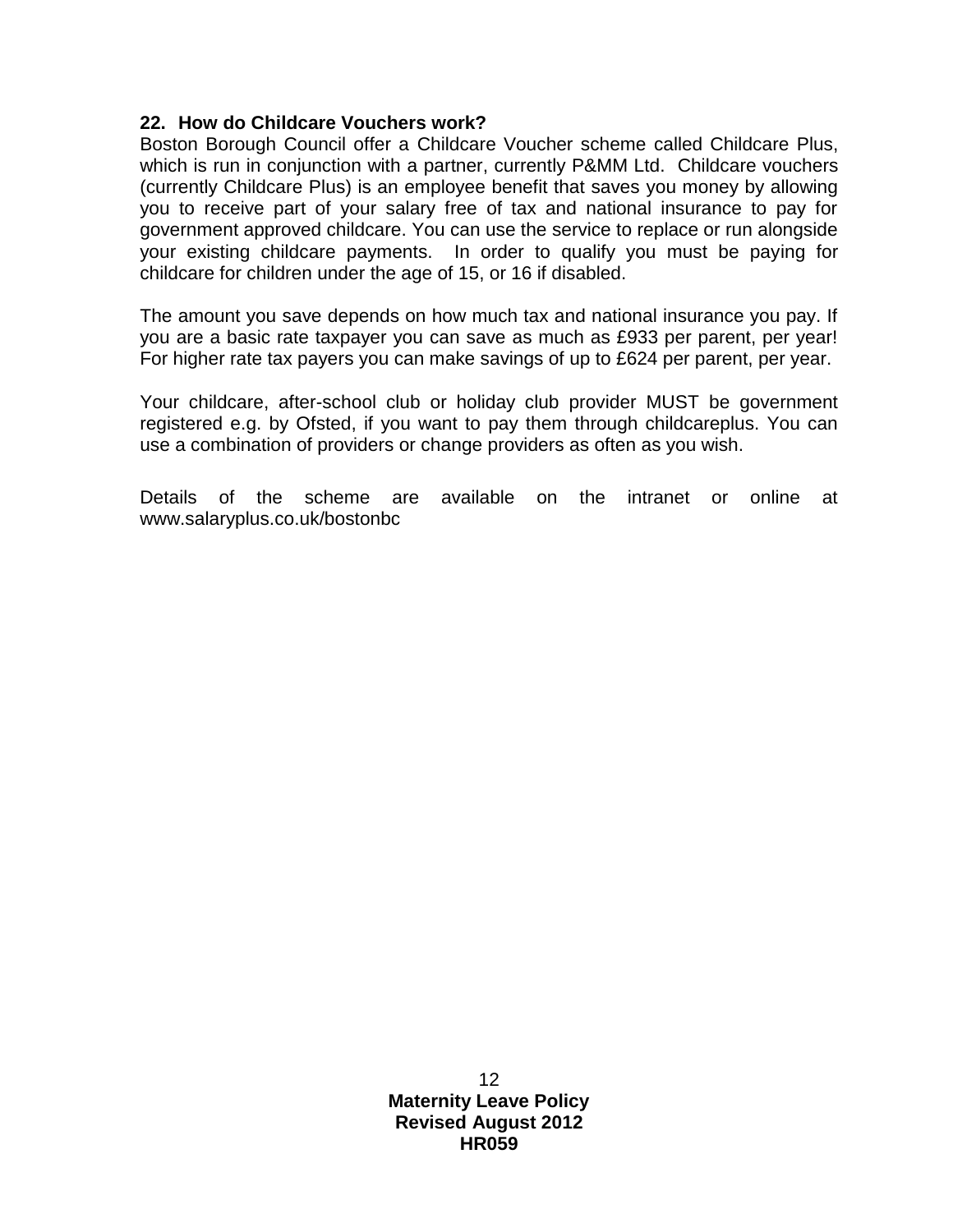## 22. How do Childcare Vouchers work?

Boston Borough Council offer a Childcare Voucher scheme called Childcare Plus, which is run in conjunction with a partner, currently P&MM Ltd. Childcare vouchers (currently Childcare Plus) is an employee benefit that saves you money by allowing you to receive part of your salary free of tax and national insurance to pay for government approved childcare. You can use the service to replace or run alongside your existing childcare payments. In order to qualify you must be paying for childcare for children under the age of 15, or 16 if disabled.

The amount you save depends on how much tax and national insurance you pay. If you are a basic rate taxpayer you can save as much as £933 per parent, per year! For higher rate tax payers you can make savings of up to £624 per parent, per year.

Your childcare, after-school club or holiday club provider MUST be government registered e.g. by Ofsted, if you want to pay them through childcareplus. You can use a combination of providers or change providers as often as you wish.

Details of the scheme are available on the intranet or online at www.salaryplus.co.uk/bostonbc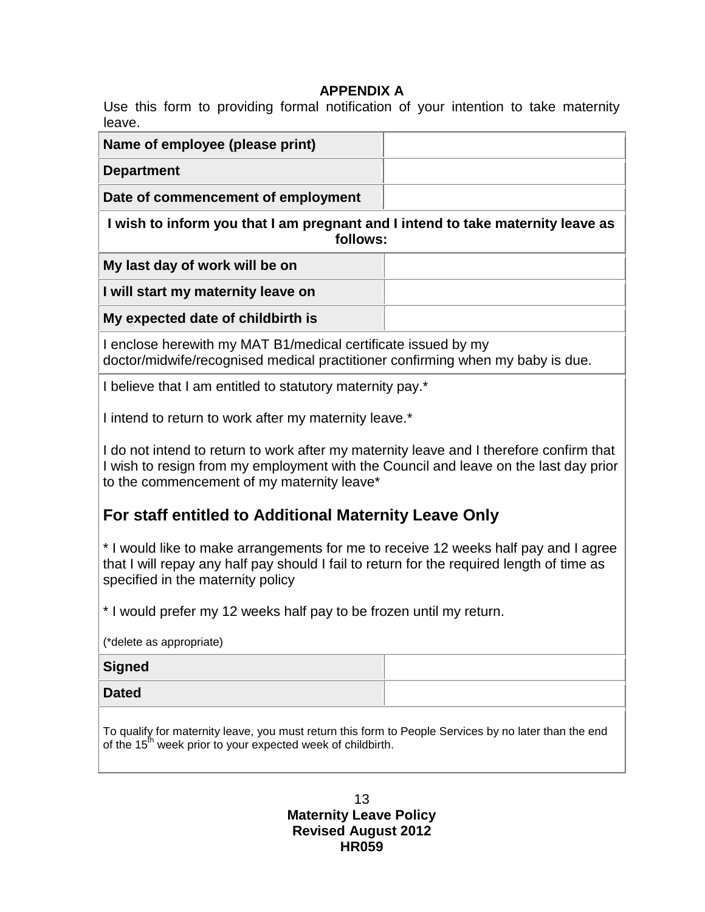**APPENDIX A**

Use this form to providing formal notification of your intention to take maternity leave.

| | |
|---|---|
| **Name of employee (please print)** | |
| **Department** | |
| **Date of commencement of employment** | |

**I wish to inform you that I am pregnant and I intend to take maternity leave as follows:**

| | |
|---|---|
| **My last day of work will be on** | |
| **I will start my maternity leave on** | |
| **My expected date of childbirth is** | |

I enclose herewith my MAT B1/medical certificate issued by my doctor/midwife/recognised medical practitioner confirming when my baby is due.

I believe that I am entitled to statutory maternity pay.*

I intend to return to work after my maternity leave.*

I do not intend to return to work after my maternity leave and I therefore confirm that I wish to resign from my employment with the Council and leave on the last day prior to the commencement of my maternity leave*

## For staff entitled to Additional Maternity Leave Only

* I would like to make arrangements for me to receive 12 weeks half pay and I agree that I will repay any half pay should I fail to return for the required length of time as specified in the maternity policy

* I would prefer my 12 weeks half pay to be frozen until my return.

(*delete as appropriate)

| | |
|---|---|
| **Signed** | |
| **Dated** | |

To qualify for maternity leave, you must return this form to People Services by no later than the end of the 15th week prior to your expected week of childbirth.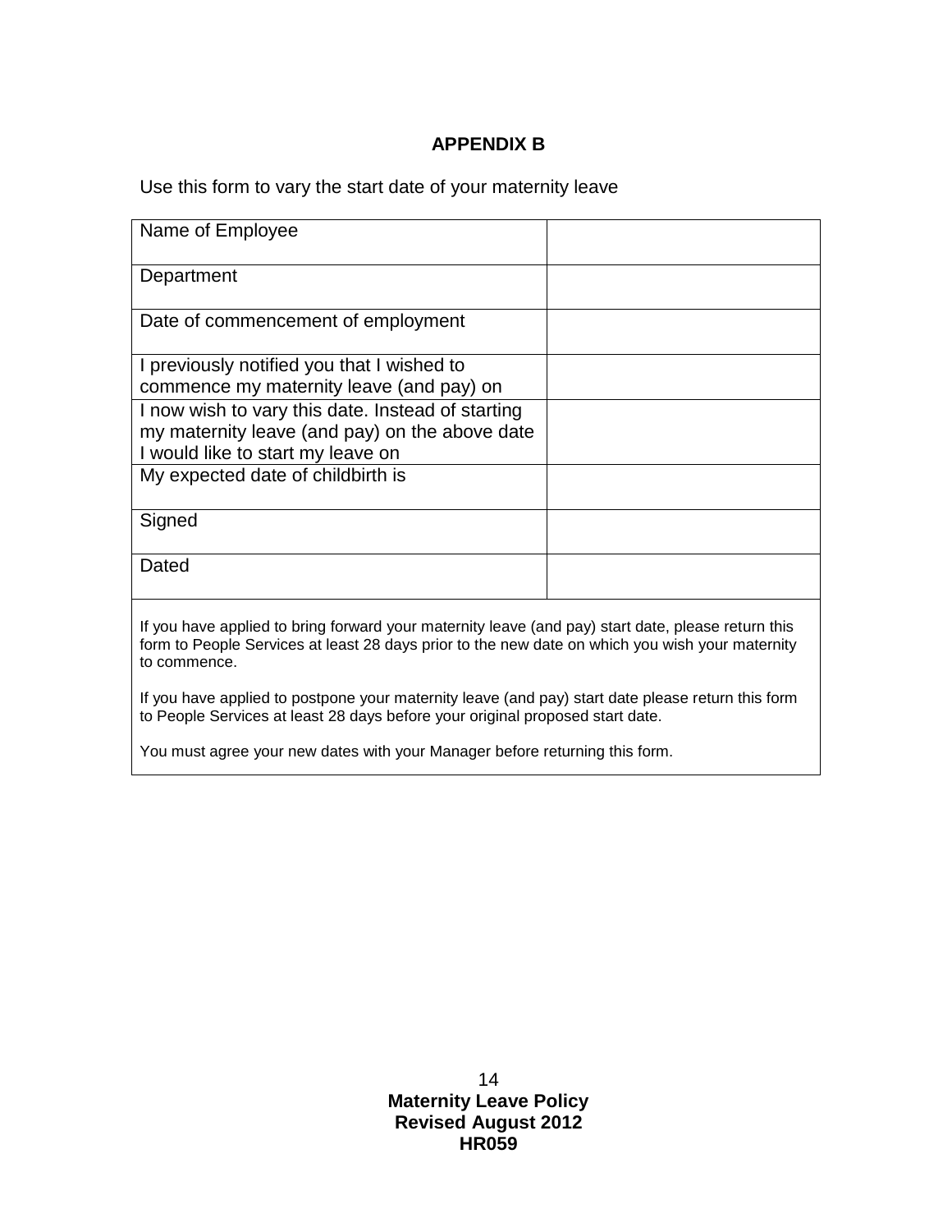## APPENDIX B

Use this form to vary the start date of your maternity leave

| | |
|---|---|
| Name of Employee | |
| Department | |
| Date of commencement of employment | |
| I previously notified you that I wished to commence my maternity leave (and pay) on | |
| I now wish to vary this date. Instead of starting my maternity leave (and pay) on the above date I would like to start my leave on | |
| My expected date of childbirth is | |
| Signed | |
| Dated | |

If you have applied to bring forward your maternity leave (and pay) start date, please return this form to People Services at least 28 days prior to the new date on which you wish your maternity to commence.

If you have applied to postpone your maternity leave (and pay) start date please return this form to People Services at least 28 days before your original proposed start date.

You must agree your new dates with your Manager before returning this form.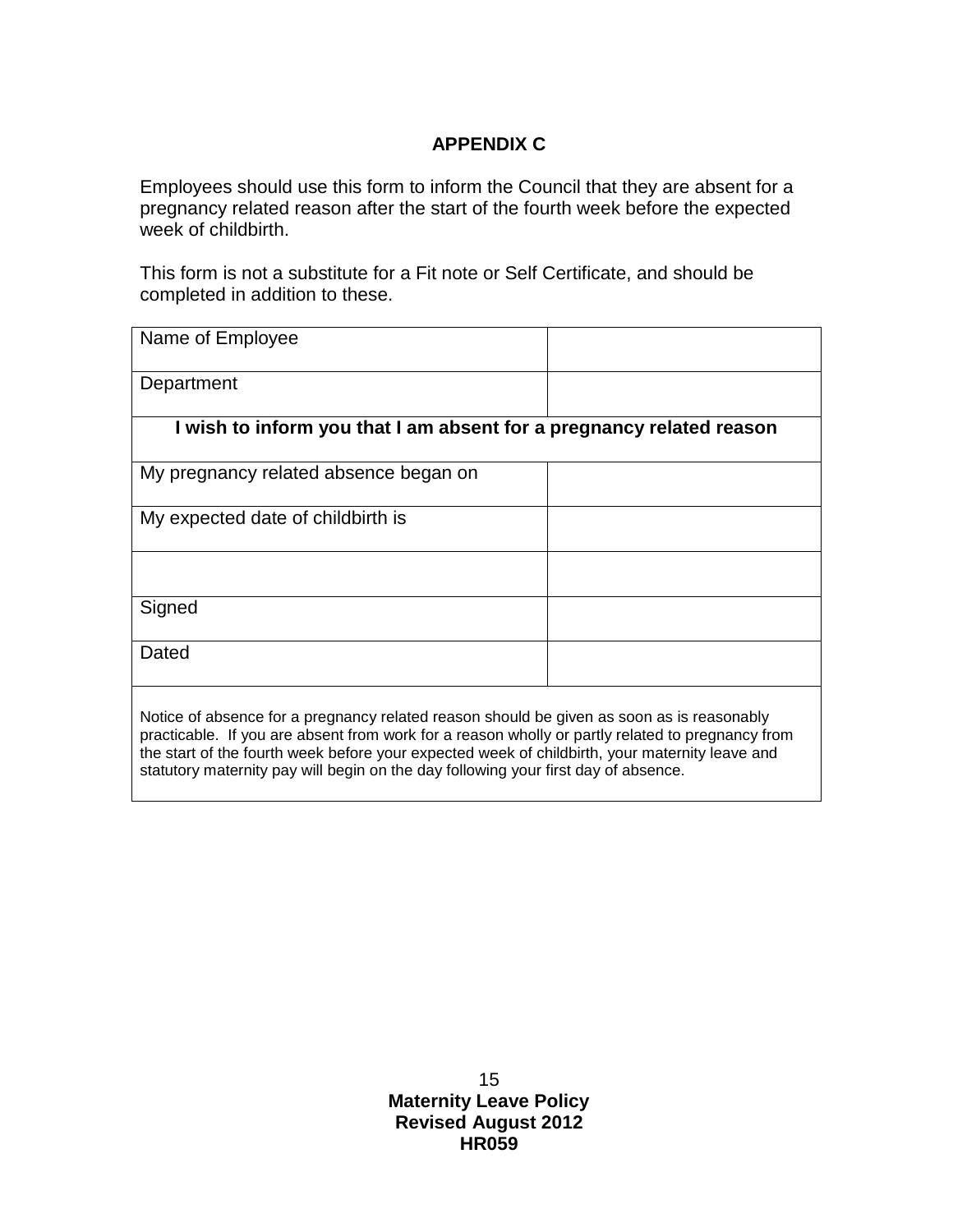**APPENDIX C**

Employees should use this form to inform the Council that they are absent for a pregnancy related reason after the start of the fourth week before the expected week of childbirth.

This form is not a substitute for a Fit note or Self Certificate, and should be completed in addition to these.

| Name of Employee | |
|---|---|
| Department | |
| **I wish to inform you that I am absent for a pregnancy related reason** | |
| My pregnancy related absence began on | |
| My expected date of childbirth is | |
| | |
| Signed | |
| Dated | |
| Notice of absence for a pregnancy related reason should be given as soon as is reasonably practicable. If you are absent from work for a reason wholly or partly related to pregnancy from the start of the fourth week before your expected week of childbirth, your maternity leave and statutory maternity pay will begin on the day following your first day of absence. | |

**Maternity Leave Policy**
**Revised August 2012**
**HR059**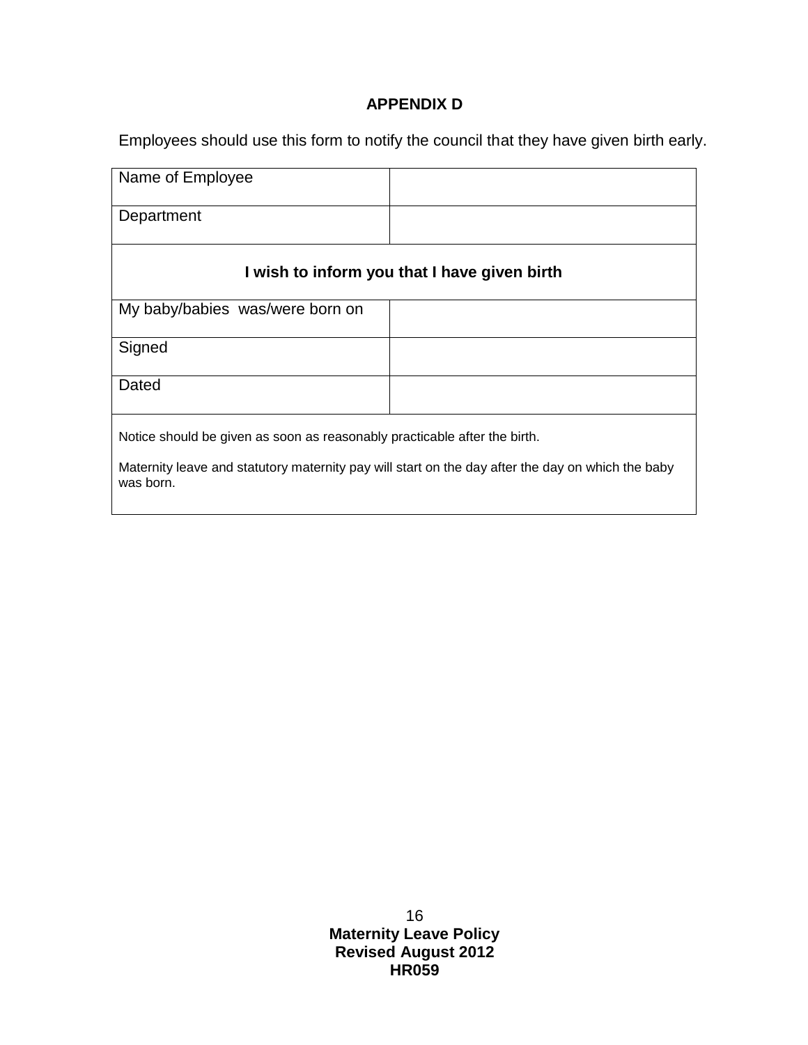## APPENDIX D

Employees should use this form to notify the council that they have given birth early.

| Name of Employee | |
|---|---|
| Department | |
| **I wish to inform you that I have given birth** | |
| My baby/babies was/were born on | |
| Signed | |
| Dated | |

Notice should be given as soon as reasonably practicable after the birth.

Maternity leave and statutory maternity pay will start on the day after the day on which the baby was born.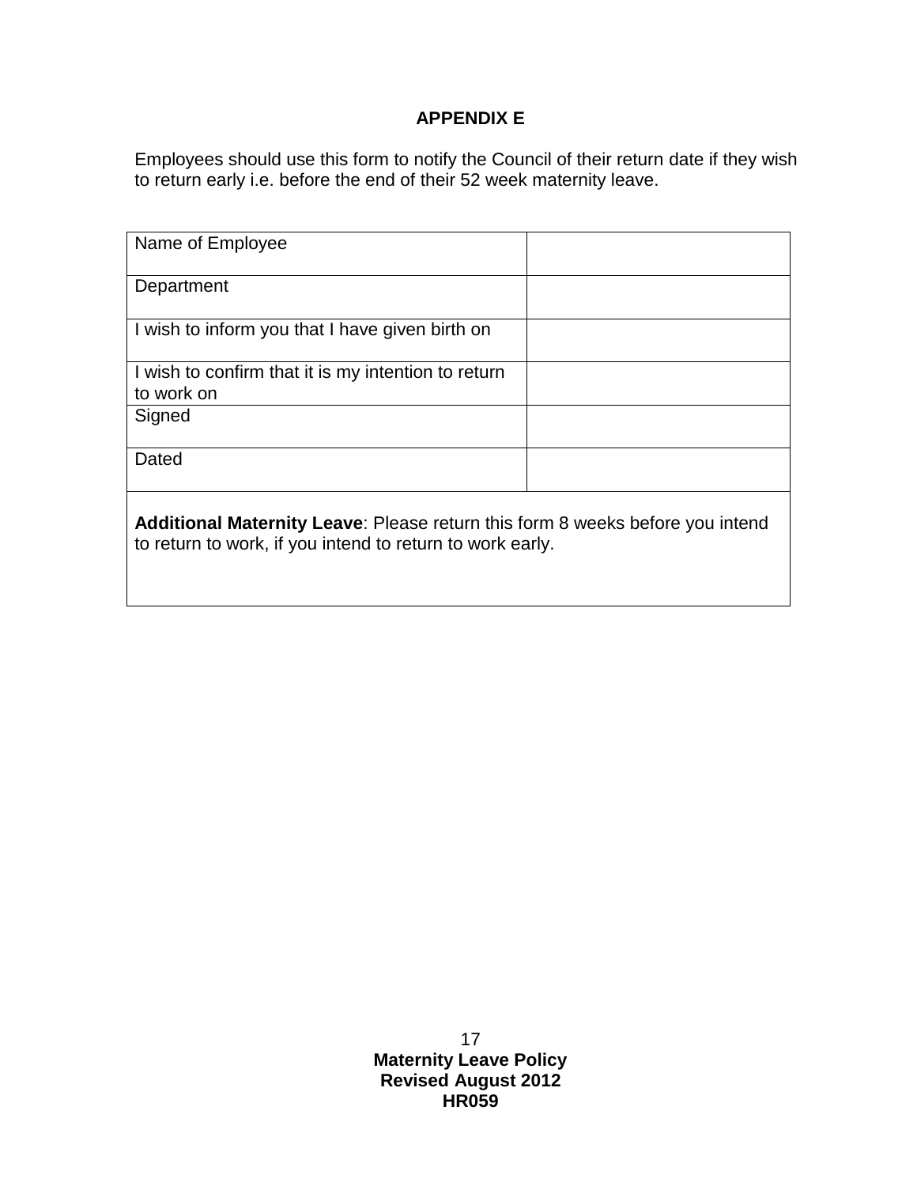## APPENDIX E

Employees should use this form to notify the Council of their return date if they wish to return early i.e. before the end of their 52 week maternity leave.

| Name of Employee | |
|---|---|
| Department | |
| I wish to inform you that I have given birth on | |
| I wish to confirm that it is my intention to return to work on | |
| Signed | |
| Dated | |
| **Additional Maternity Leave**: Please return this form 8 weeks before you intend to return to work, if you intend to return to work early. | |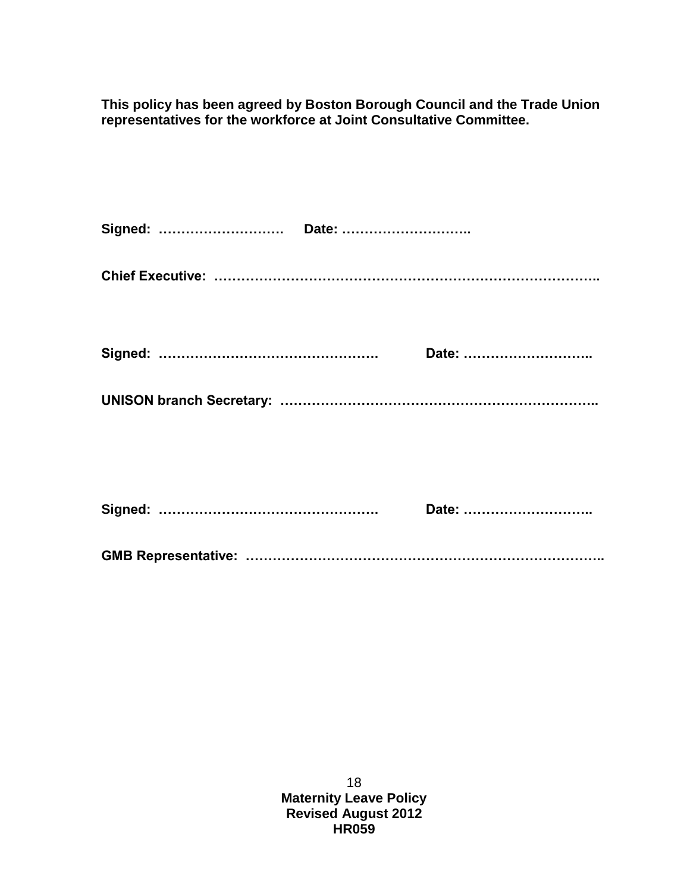**This policy has been agreed by Boston Borough Council and the Trade Union representatives for the workforce at Joint Consultative Committee.**

**Signed: ………………………. Date: ………………………..**

**Chief Executive: ……………………………………………………………………………..**

**Signed: …………………………………………. Date: ………………………..**

**UNISON branch Secretary: ………………………………………………………………..**

**Signed: …………………………………………. Date: ………………………..**

**GMB Representative: …………………………………………………………………………..**